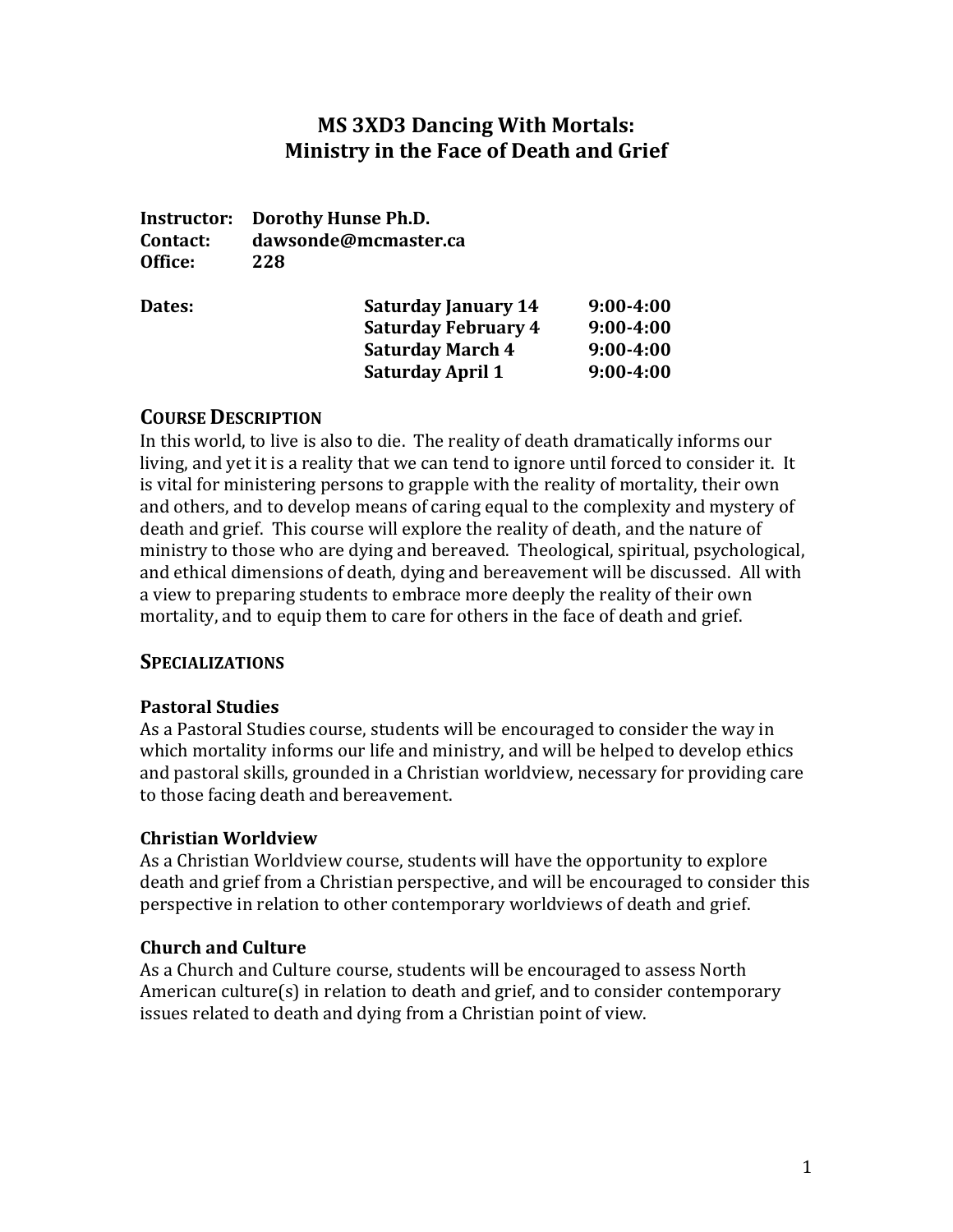# MS 3XD3 Dancing With Mortals: Ministry in the Face of Death and Grief

**Instructor:** Dorothy Hunse Ph.D.
**Contact:** dawsonde@mcmaster.ca
**Office:** 228

**Dates:**

| | |
|---|---|
| **Saturday January 14** | **9:00-4:00** |
| **Saturday February 4** | **9:00-4:00** |
| **Saturday March 4** | **9:00-4:00** |
| **Saturday April 1** | **9:00-4:00** |

## COURSE DESCRIPTION

In this world, to live is also to die. The reality of death dramatically informs our living, and yet it is a reality that we can tend to ignore until forced to consider it. It is vital for ministering persons to grapple with the reality of mortality, their own and others, and to develop means of caring equal to the complexity and mystery of death and grief. This course will explore the reality of death, and the nature of ministry to those who are dying and bereaved. Theological, spiritual, psychological, and ethical dimensions of death, dying and bereavement will be discussed. All with a view to preparing students to embrace more deeply the reality of their own mortality, and to equip them to care for others in the face of death and grief.

## SPECIALIZATIONS

### Pastoral Studies

As a Pastoral Studies course, students will be encouraged to consider the way in which mortality informs our life and ministry, and will be helped to develop ethics and pastoral skills, grounded in a Christian worldview, necessary for providing care to those facing death and bereavement.

### Christian Worldview

As a Christian Worldview course, students will have the opportunity to explore death and grief from a Christian perspective, and will be encouraged to consider this perspective in relation to other contemporary worldviews of death and grief.

### Church and Culture

As a Church and Culture course, students will be encouraged to assess North American culture(s) in relation to death and grief, and to consider contemporary issues related to death and dying from a Christian point of view.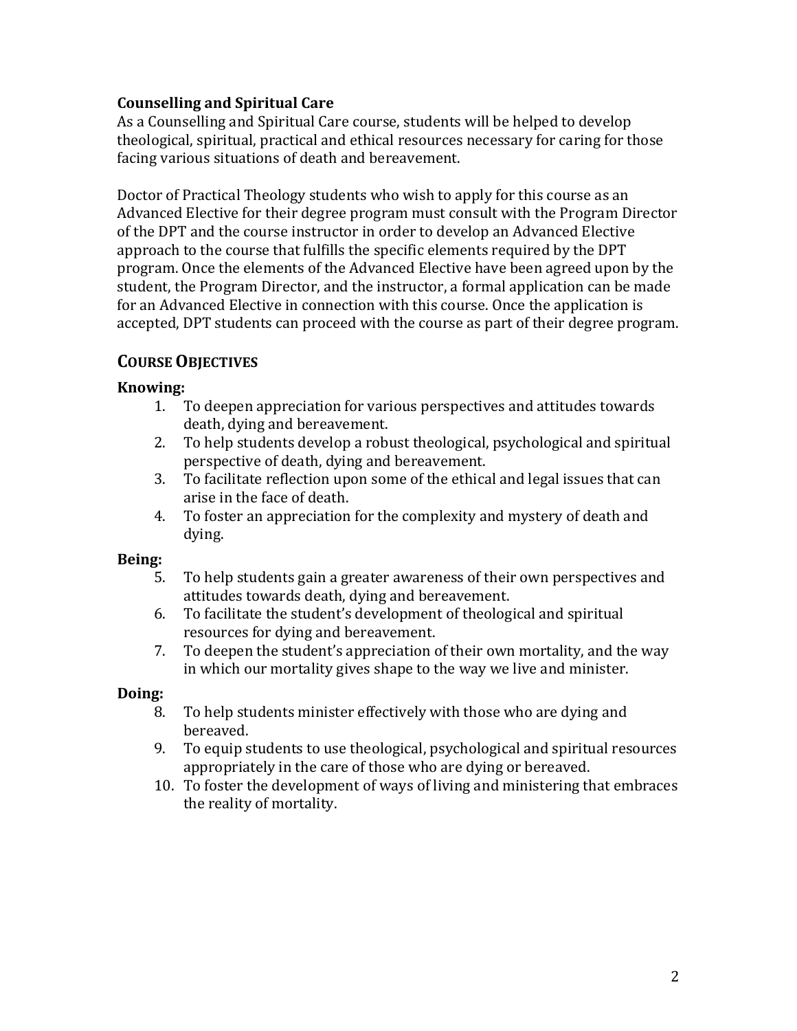**Counselling and Spiritual Care**

As a Counselling and Spiritual Care course, students will be helped to develop theological, spiritual, practical and ethical resources necessary for caring for those facing various situations of death and bereavement.

Doctor of Practical Theology students who wish to apply for this course as an Advanced Elective for their degree program must consult with the Program Director of the DPT and the course instructor in order to develop an Advanced Elective approach to the course that fulfills the specific elements required by the DPT program. Once the elements of the Advanced Elective have been agreed upon by the student, the Program Director, and the instructor, a formal application can be made for an Advanced Elective in connection with this course. Once the application is accepted, DPT students can proceed with the course as part of their degree program.

## COURSE OBJECTIVES

### Knowing:

1. To deepen appreciation for various perspectives and attitudes towards death, dying and bereavement.
2. To help students develop a robust theological, psychological and spiritual perspective of death, dying and bereavement.
3. To facilitate reflection upon some of the ethical and legal issues that can arise in the face of death.
4. To foster an appreciation for the complexity and mystery of death and dying.

### Being:

5. To help students gain a greater awareness of their own perspectives and attitudes towards death, dying and bereavement.
6. To facilitate the student's development of theological and spiritual resources for dying and bereavement.
7. To deepen the student's appreciation of their own mortality, and the way in which our mortality gives shape to the way we live and minister.

### Doing:

8. To help students minister effectively with those who are dying and bereaved.
9. To equip students to use theological, psychological and spiritual resources appropriately in the care of those who are dying or bereaved.
10. To foster the development of ways of living and ministering that embraces the reality of mortality.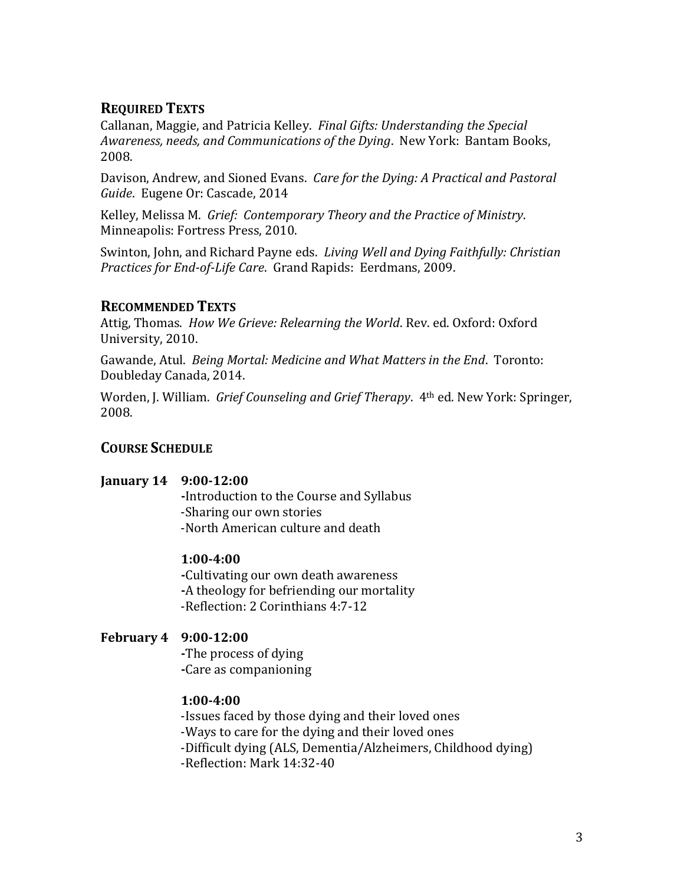## Required Texts

Callanan, Maggie, and Patricia Kelley. *Final Gifts: Understanding the Special Awareness, needs, and Communications of the Dying*. New York: Bantam Books, 2008.

Davison, Andrew, and Sioned Evans. *Care for the Dying: A Practical and Pastoral Guide*. Eugene Or: Cascade, 2014

Kelley, Melissa M. *Grief: Contemporary Theory and the Practice of Ministry*. Minneapolis: Fortress Press, 2010.

Swinton, John, and Richard Payne eds. *Living Well and Dying Faithfully: Christian Practices for End-of-Life Care*. Grand Rapids: Eerdmans, 2009.

## Recommended Texts

Attig, Thomas. *How We Grieve: Relearning the World*. Rev. ed. Oxford: Oxford University, 2010.

Gawande, Atul. *Being Mortal: Medicine and What Matters in the End*. Toronto: Doubleday Canada, 2014.

Worden, J. William. *Grief Counseling and Grief Therapy*. 4th ed. New York: Springer, 2008.

## Course Schedule

**January 14** **9:00-12:00**

- Introduction to the Course and Syllabus
- Sharing our own stories
- North American culture and death

**1:00-4:00**

- Cultivating our own death awareness
- A theology for befriending our mortality
- Reflection: 2 Corinthians 4:7-12

**February 4** **9:00-12:00**

- The process of dying
- Care as companioning

**1:00-4:00**

- Issues faced by those dying and their loved ones
- Ways to care for the dying and their loved ones
- Difficult dying (ALS, Dementia/Alzheimers, Childhood dying)
- Reflection: Mark 14:32-40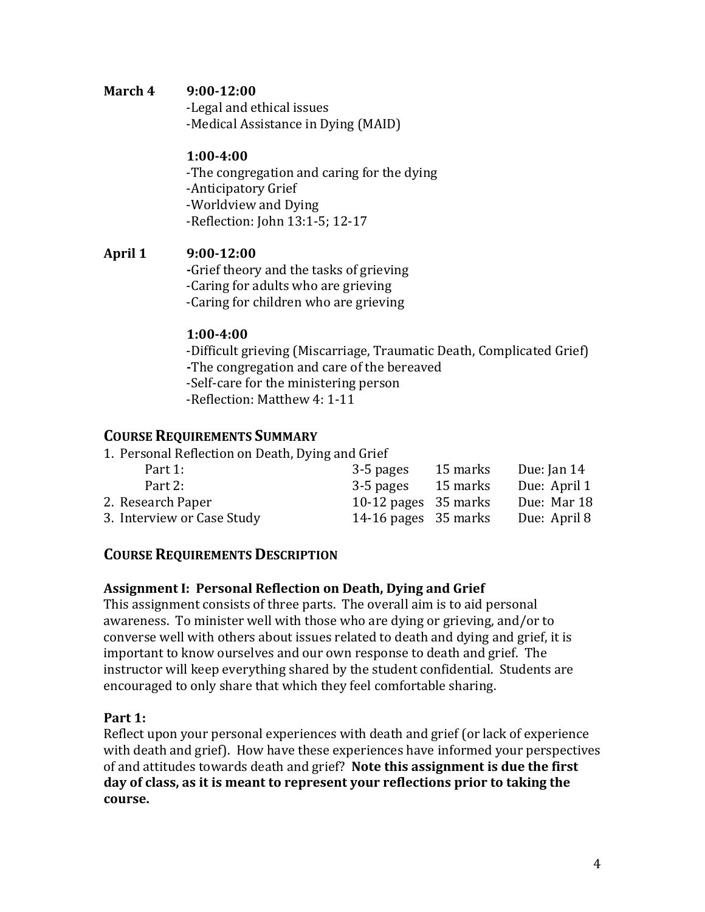**March 4** **9:00-12:00**

-Legal and ethical issues
-Medical Assistance in Dying (MAID)

**1:00-4:00**

-The congregation and caring for the dying
-Anticipatory Grief
-Worldview and Dying
-Reflection: John 13:1-5; 12-17

**April 1** **9:00-12:00**

**-**Grief theory and the tasks of grieving
-Caring for adults who are grieving
-Caring for children who are grieving

**1:00-4:00**

-Difficult grieving (Miscarriage, Traumatic Death, Complicated Grief)
**-**The congregation and care of the bereaved
-Self-care for the ministering person
-Reflection: Matthew 4: 1-11

## COURSE REQUIREMENTS SUMMARY

| | | | |
|---|---|---|---|
| 1. Personal Reflection on Death, Dying and Grief | | | |
| Part 1: | 3-5 pages | 15 marks | Due: Jan 14 |
| Part 2: | 3-5 pages | 15 marks | Due: April 1 |
| 2. Research Paper | 10-12 pages | 35 marks | Due: Mar 18 |
| 3. Interview or Case Study | 14-16 pages | 35 marks | Due: April 8 |

## COURSE REQUIREMENTS DESCRIPTION

### Assignment I: Personal Reflection on Death, Dying and Grief

This assignment consists of three parts. The overall aim is to aid personal awareness. To minister well with those who are dying or grieving, and/or to converse well with others about issues related to death and dying and grief, it is important to know ourselves and our own response to death and grief. The instructor will keep everything shared by the student confidential. Students are encouraged to only share that which they feel comfortable sharing.

**Part 1:**

Reflect upon your personal experiences with death and grief (or lack of experience with death and grief). How have these experiences have informed your perspectives of and attitudes towards death and grief? **Note this assignment is due the first day of class, as it is meant to represent your reflections prior to taking the course.**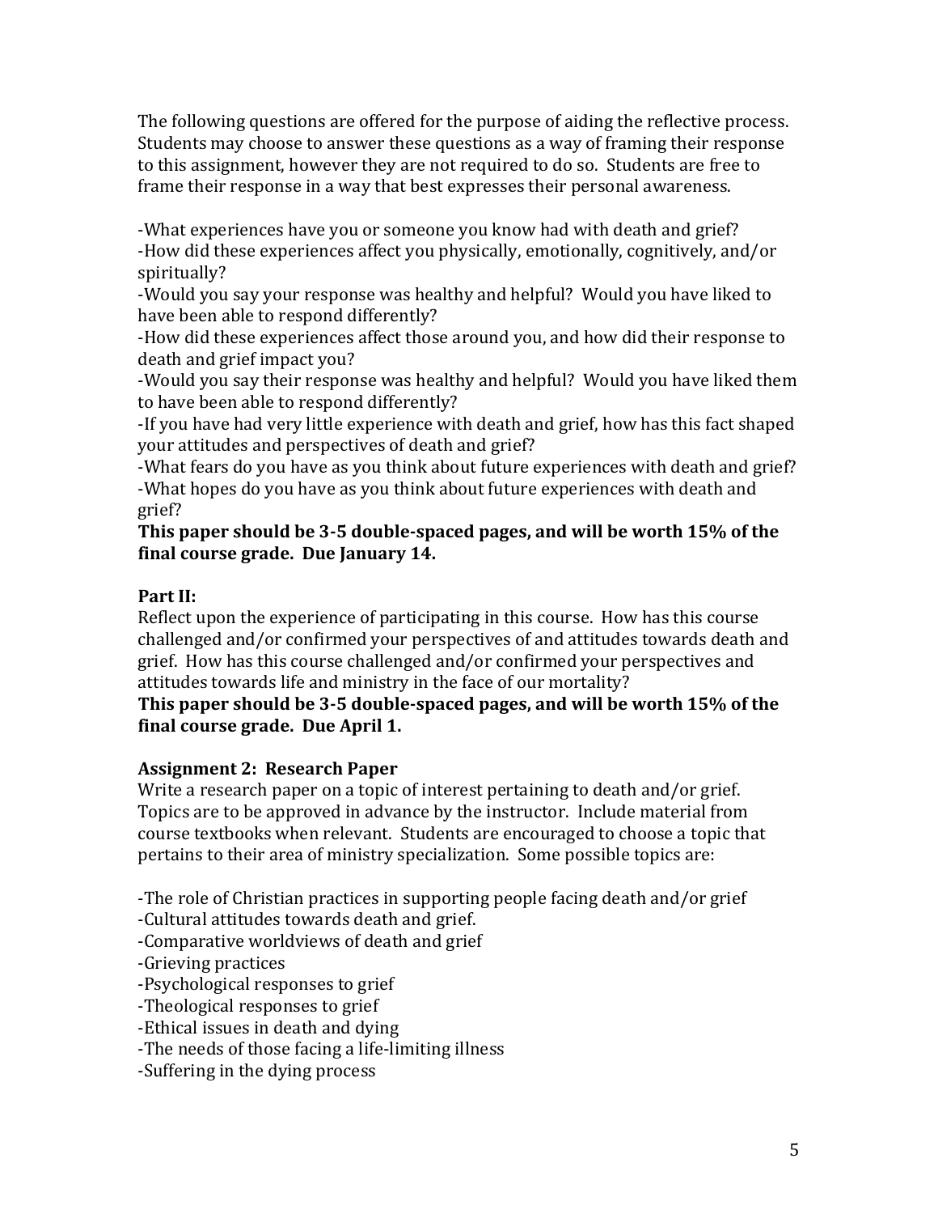The following questions are offered for the purpose of aiding the reflective process. Students may choose to answer these questions as a way of framing their response to this assignment, however they are not required to do so. Students are free to frame their response in a way that best expresses their personal awareness.

-What experiences have you or someone you know had with death and grief?
-How did these experiences affect you physically, emotionally, cognitively, and/or spiritually?
-Would you say your response was healthy and helpful? Would you have liked to have been able to respond differently?
-How did these experiences affect those around you, and how did their response to death and grief impact you?
-Would you say their response was healthy and helpful? Would you have liked them to have been able to respond differently?
-If you have had very little experience with death and grief, how has this fact shaped your attitudes and perspectives of death and grief?
-What fears do you have as you think about future experiences with death and grief?
-What hopes do you have as you think about future experiences with death and grief?

**This paper should be 3-5 double-spaced pages, and will be worth 15% of the final course grade. Due January 14.**

**Part II:**

Reflect upon the experience of participating in this course. How has this course challenged and/or confirmed your perspectives of and attitudes towards death and grief. How has this course challenged and/or confirmed your perspectives and attitudes towards life and ministry in the face of our mortality?

**This paper should be 3-5 double-spaced pages, and will be worth 15% of the final course grade. Due April 1.**

**Assignment 2: Research Paper**

Write a research paper on a topic of interest pertaining to death and/or grief. Topics are to be approved in advance by the instructor. Include material from course textbooks when relevant. Students are encouraged to choose a topic that pertains to their area of ministry specialization. Some possible topics are:

-The role of Christian practices in supporting people facing death and/or grief
-Cultural attitudes towards death and grief.
-Comparative worldviews of death and grief
-Grieving practices
-Psychological responses to grief
-Theological responses to grief
-Ethical issues in death and dying
-The needs of those facing a life-limiting illness
-Suffering in the dying process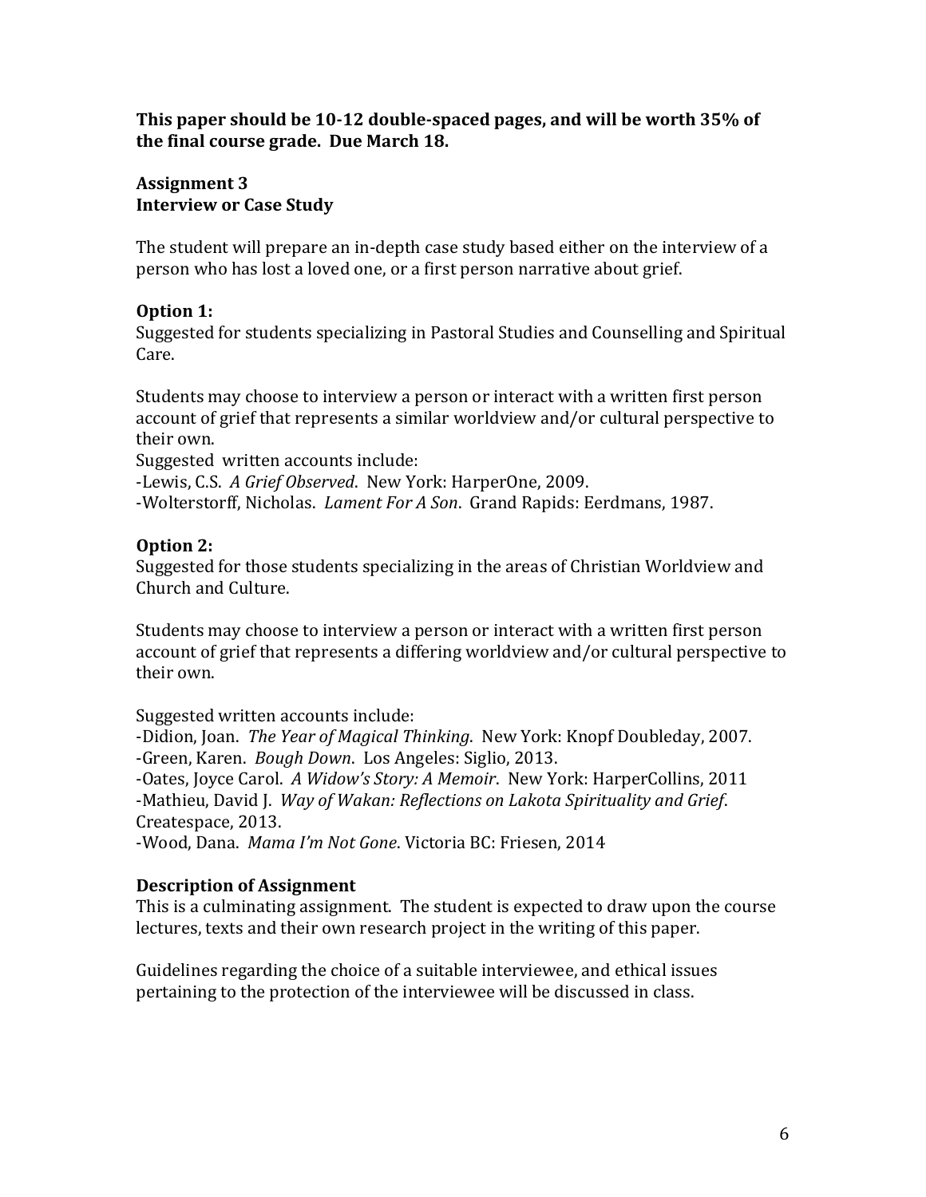**This paper should be 10-12 double-spaced pages, and will be worth 35% of the final course grade. Due March 18.**

## Assignment 3
## Interview or Case Study

The student will prepare an in-depth case study based either on the interview of a person who has lost a loved one, or a first person narrative about grief.

### Option 1:

Suggested for students specializing in Pastoral Studies and Counselling and Spiritual Care.

Students may choose to interview a person or interact with a written first person account of grief that represents a similar worldview and/or cultural perspective to their own.

Suggested written accounts include:
-Lewis, C.S. *A Grief Observed*. New York: HarperOne, 2009.
-Wolterstorff, Nicholas. *Lament For A Son*. Grand Rapids: Eerdmans, 1987.

### Option 2:

Suggested for those students specializing in the areas of Christian Worldview and Church and Culture.

Students may choose to interview a person or interact with a written first person account of grief that represents a differing worldview and/or cultural perspective to their own.

Suggested written accounts include:
-Didion, Joan. *The Year of Magical Thinking*. New York: Knopf Doubleday, 2007.
-Green, Karen. *Bough Down*. Los Angeles: Siglio, 2013.
-Oates, Joyce Carol. *A Widow's Story: A Memoir*. New York: HarperCollins, 2011
-Mathieu, David J. *Way of Wakan: Reflections on Lakota Spirituality and Grief*. Createspace, 2013.
-Wood, Dana. *Mama I'm Not Gone*. Victoria BC: Friesen, 2014

### Description of Assignment

This is a culminating assignment. The student is expected to draw upon the course lectures, texts and their own research project in the writing of this paper.

Guidelines regarding the choice of a suitable interviewee, and ethical issues pertaining to the protection of the interviewee will be discussed in class.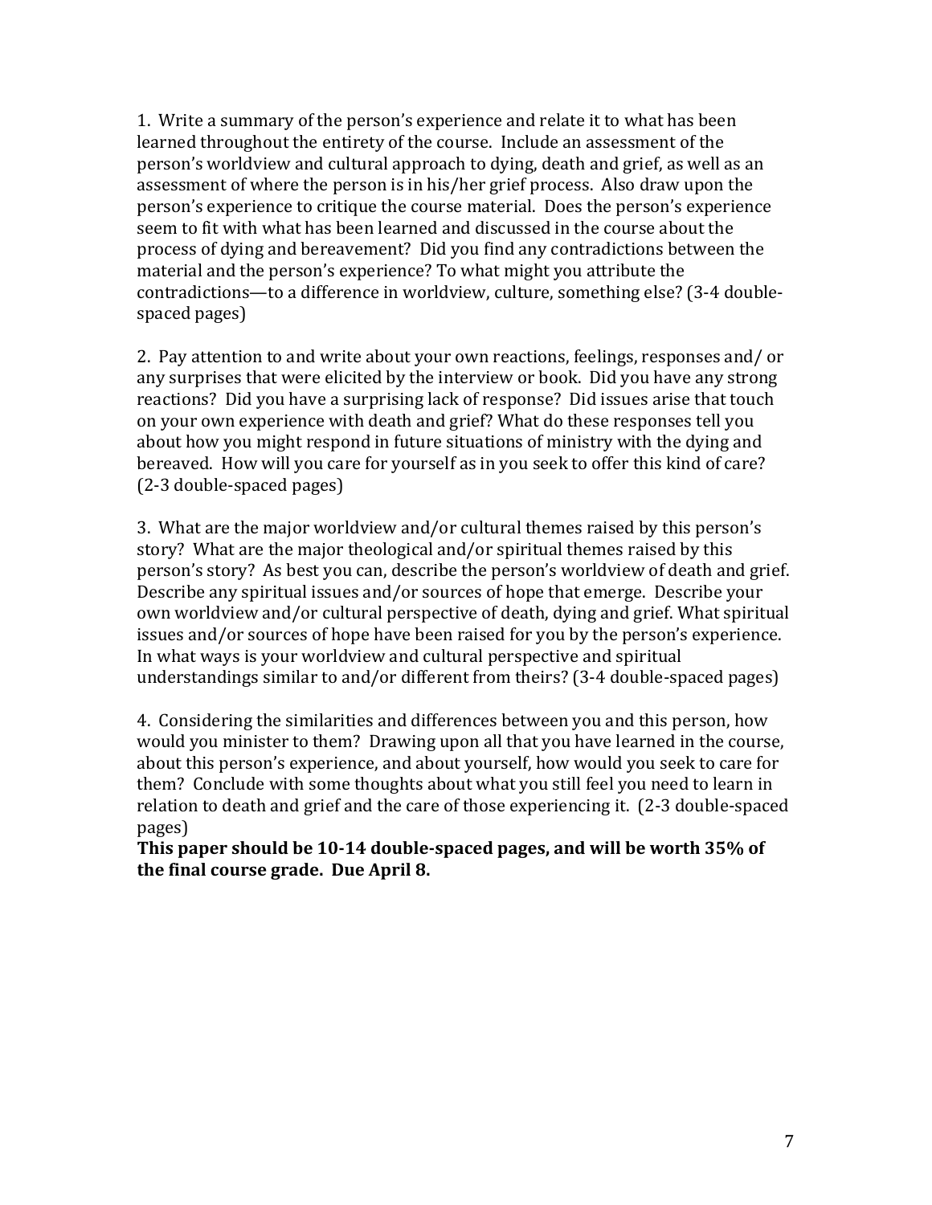1. Write a summary of the person's experience and relate it to what has been learned throughout the entirety of the course. Include an assessment of the person's worldview and cultural approach to dying, death and grief, as well as an assessment of where the person is in his/her grief process. Also draw upon the person's experience to critique the course material. Does the person's experience seem to fit with what has been learned and discussed in the course about the process of dying and bereavement? Did you find any contradictions between the material and the person's experience? To what might you attribute the contradictions—to a difference in worldview, culture, something else? (3-4 double-spaced pages)

2. Pay attention to and write about your own reactions, feelings, responses and/ or any surprises that were elicited by the interview or book. Did you have any strong reactions? Did you have a surprising lack of response? Did issues arise that touch on your own experience with death and grief? What do these responses tell you about how you might respond in future situations of ministry with the dying and bereaved. How will you care for yourself as in you seek to offer this kind of care? (2-3 double-spaced pages)

3. What are the major worldview and/or cultural themes raised by this person's story? What are the major theological and/or spiritual themes raised by this person's story? As best you can, describe the person's worldview of death and grief. Describe any spiritual issues and/or sources of hope that emerge. Describe your own worldview and/or cultural perspective of death, dying and grief. What spiritual issues and/or sources of hope have been raised for you by the person's experience. In what ways is your worldview and cultural perspective and spiritual understandings similar to and/or different from theirs? (3-4 double-spaced pages)

4. Considering the similarities and differences between you and this person, how would you minister to them? Drawing upon all that you have learned in the course, about this person's experience, and about yourself, how would you seek to care for them? Conclude with some thoughts about what you still feel you need to learn in relation to death and grief and the care of those experiencing it. (2-3 double-spaced pages)

**This paper should be 10-14 double-spaced pages, and will be worth 35% of the final course grade. Due April 8.**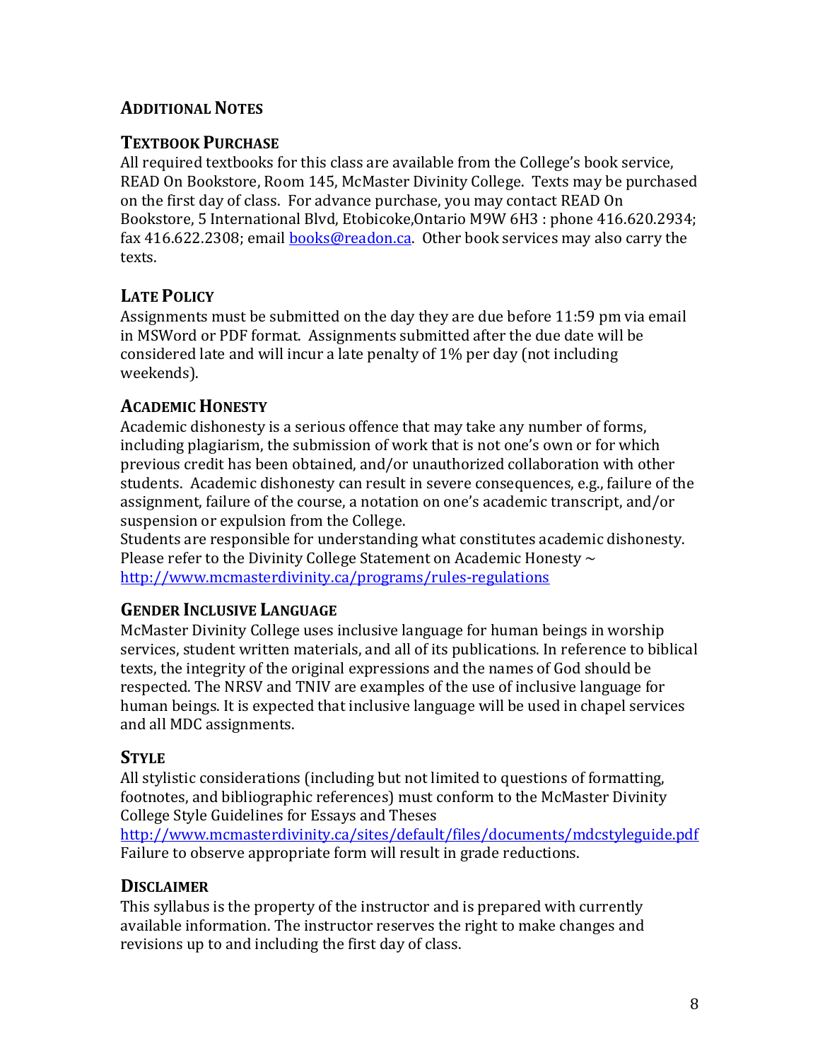## Additional Notes

### Textbook Purchase

All required textbooks for this class are available from the College's book service, READ On Bookstore, Room 145, McMaster Divinity College. Texts may be purchased on the first day of class. For advance purchase, you may contact READ On Bookstore, 5 International Blvd, Etobicoke,Ontario M9W 6H3 : phone 416.620.2934; fax 416.622.2308; email books@readon.ca. Other book services may also carry the texts.

### Late Policy

Assignments must be submitted on the day they are due before 11:59 pm via email in MSWord or PDF format. Assignments submitted after the due date will be considered late and will incur a late penalty of 1% per day (not including weekends).

### Academic Honesty

Academic dishonesty is a serious offence that may take any number of forms, including plagiarism, the submission of work that is not one's own or for which previous credit has been obtained, and/or unauthorized collaboration with other students. Academic dishonesty can result in severe consequences, e.g., failure of the assignment, failure of the course, a notation on one's academic transcript, and/or suspension or expulsion from the College.

Students are responsible for understanding what constitutes academic dishonesty. Please refer to the Divinity College Statement on Academic Honesty ~ http://www.mcmasterdivinity.ca/programs/rules-regulations

### Gender Inclusive Language

McMaster Divinity College uses inclusive language for human beings in worship services, student written materials, and all of its publications. In reference to biblical texts, the integrity of the original expressions and the names of God should be respected. The NRSV and TNIV are examples of the use of inclusive language for human beings. It is expected that inclusive language will be used in chapel services and all MDC assignments.

### Style

All stylistic considerations (including but not limited to questions of formatting, footnotes, and bibliographic references) must conform to the McMaster Divinity College Style Guidelines for Essays and Theses http://www.mcmasterdivinity.ca/sites/default/files/documents/mdcstyleguide.pdf Failure to observe appropriate form will result in grade reductions.

### Disclaimer

This syllabus is the property of the instructor and is prepared with currently available information. The instructor reserves the right to make changes and revisions up to and including the first day of class.